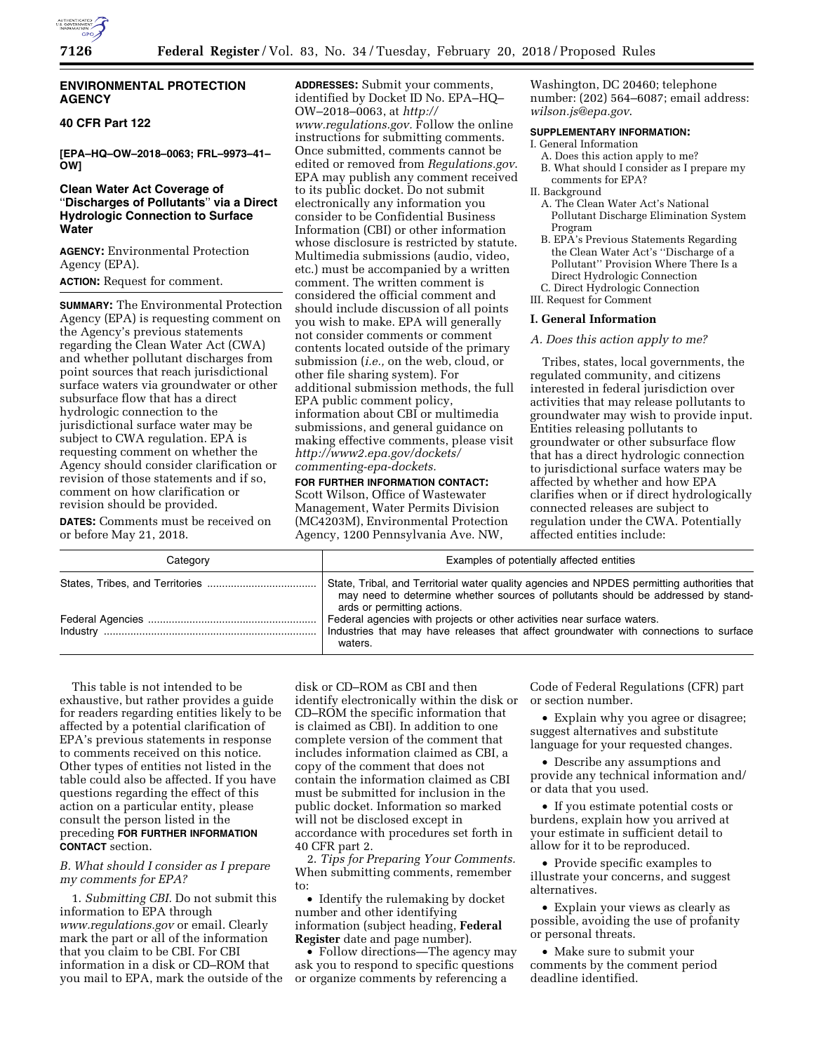# ENVIRONMENTAL PROTECTION AGENCY

## 40 CFR Part 122

**[EPA–HQ–OW–2018–0063; FRL–9973–41–OW]**

## Clean Water Act Coverage of "Discharges of Pollutants" via a Direct Hydrologic Connection to Surface Water

**AGENCY:** Environmental Protection Agency (EPA).

**ACTION:** Request for comment.

**SUMMARY:** The Environmental Protection Agency (EPA) is requesting comment on the Agency's previous statements regarding the Clean Water Act (CWA) and whether pollutant discharges from point sources that reach jurisdictional surface waters via groundwater or other subsurface flow that has a direct hydrologic connection to the jurisdictional surface water may be subject to CWA regulation. EPA is requesting comment on whether the Agency should consider clarification or revision of those statements and if so, comment on how clarification or revision should be provided.

**DATES:** Comments must be received on or before May 21, 2018.

**ADDRESSES:** Submit your comments, identified by Docket ID No. EPA–HQ–OW–2018–0063, at *http://www.regulations.gov.* Follow the online instructions for submitting comments. Once submitted, comments cannot be edited or removed from *Regulations.gov*. EPA may publish any comment received to its public docket. Do not submit electronically any information you consider to be Confidential Business Information (CBI) or other information whose disclosure is restricted by statute. Multimedia submissions (audio, video, etc.) must be accompanied by a written comment. The written comment is considered the official comment and should include discussion of all points you wish to make. EPA will generally not consider comments or comment contents located outside of the primary submission (*i.e.,* on the web, cloud, or other file sharing system). For additional submission methods, the full EPA public comment policy, information about CBI or multimedia submissions, and general guidance on making effective comments, please visit *http://www2.epa.gov/dockets/commenting-epa-dockets.*

**FOR FURTHER INFORMATION CONTACT:** Scott Wilson, Office of Wastewater Management, Water Permits Division (MC4203M), Environmental Protection Agency, 1200 Pennsylvania Ave. NW, Washington, DC 20460; telephone number: (202) 564–6087; email address: *wilson.js@epa.gov.*

**SUPPLEMENTARY INFORMATION:**

I. General Information
- A. Does this action apply to me?
- B. What should I consider as I prepare my comments for EPA?

II. Background
- A. The Clean Water Act's National Pollutant Discharge Elimination System Program
- B. EPA's Previous Statements Regarding the Clean Water Act's "Discharge of a Pollutant" Provision Where There Is a Direct Hydrologic Connection
- C. Direct Hydrologic Connection

III. Request for Comment

## I. General Information

### *A. Does this action apply to me?*

Tribes, states, local governments, the regulated community, and citizens interested in federal jurisdiction over activities that may release pollutants to groundwater may wish to provide input. Entities releasing pollutants to groundwater or other subsurface flow that has a direct hydrologic connection to jurisdictional surface waters may be affected by whether and how EPA clarifies when or if direct hydrologically connected releases are subject to regulation under the CWA. Potentially affected entities include:

| Category | Examples of potentially affected entities |
|---|---|
| States, Tribes, and Territories | State, Tribal, and Territorial water quality agencies and NPDES permitting authorities that may need to determine whether sources of pollutants should be addressed by standards or permitting actions. |
| Federal Agencies | Federal agencies with projects or other activities near surface waters. |
| Industry | Industries that may have releases that affect groundwater with connections to surface waters. |

This table is not intended to be exhaustive, but rather provides a guide for readers regarding entities likely to be affected by a potential clarification of EPA's previous statements in response to comments received on this notice. Other types of entities not listed in the table could also be affected. If you have questions regarding the effect of this action on a particular entity, please consult the person listed in the preceding **FOR FURTHER INFORMATION CONTACT** section.

### *B. What should I consider as I prepare my comments for EPA?*

1. *Submitting CBI.* Do not submit this information to EPA through *www.regulations.gov* or email. Clearly mark the part or all of the information that you claim to be CBI. For CBI information in a disk or CD–ROM that you mail to EPA, mark the outside of the disk or CD–ROM as CBI and then identify electronically within the disk or CD–ROM the specific information that is claimed as CBI. In addition to one complete version of the comment that includes information claimed as CBI, a copy of the comment that does not contain the information claimed as CBI must be submitted for inclusion in the public docket. Information so marked will not be disclosed except in accordance with procedures set forth in 40 CFR part 2.

2. *Tips for Preparing Your Comments.* When submitting comments, remember to:

- Identify the rulemaking by docket number and other identifying information (subject heading, **Federal Register** date and page number).
- Follow directions—The agency may ask you to respond to specific questions or organize comments by referencing a Code of Federal Regulations (CFR) part or section number.
- Explain why you agree or disagree; suggest alternatives and substitute language for your requested changes.
- Describe any assumptions and provide any technical information and/or data that you used.
- If you estimate potential costs or burdens, explain how you arrived at your estimate in sufficient detail to allow for it to be reproduced.
- Provide specific examples to illustrate your concerns, and suggest alternatives.
- Explain your views as clearly as possible, avoiding the use of profanity or personal threats.
- Make sure to submit your comments by the comment period deadline identified.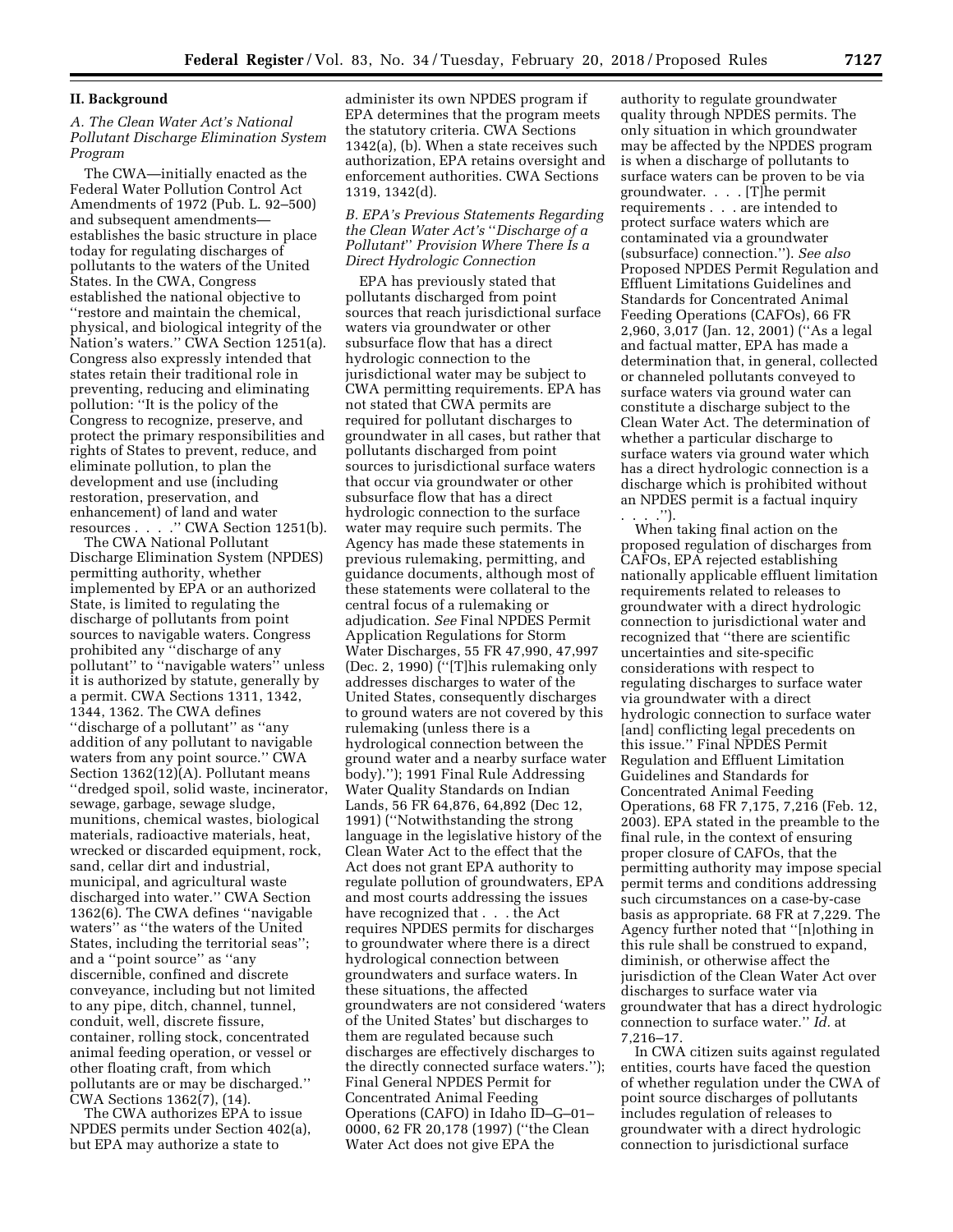## II. Background

### A. The Clean Water Act's National Pollutant Discharge Elimination System Program

The CWA—initially enacted as the Federal Water Pollution Control Act Amendments of 1972 (Pub. L. 92–500) and subsequent amendments—establishes the basic structure in place today for regulating discharges of pollutants to the waters of the United States. In the CWA, Congress established the national objective to "restore and maintain the chemical, physical, and biological integrity of the Nation's waters." CWA Section 1251(a). Congress also expressly intended that states retain their traditional role in preventing, reducing and eliminating pollution: "It is the policy of the Congress to recognize, preserve, and protect the primary responsibilities and rights of States to prevent, reduce, and eliminate pollution, to plan the development and use (including restoration, preservation, and enhancement) of land and water resources . . . ." CWA Section 1251(b).

The CWA National Pollutant Discharge Elimination System (NPDES) permitting authority, whether implemented by EPA or an authorized State, is limited to regulating the discharge of pollutants from point sources to navigable waters. Congress prohibited any "discharge of any pollutant" to "navigable waters" unless it is authorized by statute, generally by a permit. CWA Sections 1311, 1342, 1344, 1362. The CWA defines "discharge of a pollutant" as "any addition of any pollutant to navigable waters from any point source." CWA Section 1362(12)(A). Pollutant means "dredged spoil, solid waste, incinerator, sewage, garbage, sewage sludge, munitions, chemical wastes, biological materials, radioactive materials, heat, wrecked or discarded equipment, rock, sand, cellar dirt and industrial, municipal, and agricultural waste discharged into water." CWA Section 1362(6). The CWA defines "navigable waters" as "the waters of the United States, including the territorial seas"; and a "point source" as "any discernible, confined and discrete conveyance, including but not limited to any pipe, ditch, channel, tunnel, conduit, well, discrete fissure, container, rolling stock, concentrated animal feeding operation, or vessel or other floating craft, from which pollutants are or may be discharged." CWA Sections 1362(7), (14).

The CWA authorizes EPA to issue NPDES permits under Section 402(a), but EPA may authorize a state to administer its own NPDES program if EPA determines that the program meets the statutory criteria. CWA Sections 1342(a), (b). When a state receives such authorization, EPA retains oversight and enforcement authorities. CWA Sections 1319, 1342(d).

### B. EPA's Previous Statements Regarding the Clean Water Act's "*Discharge of a Pollutant*" Provision Where There Is a Direct Hydrologic Connection

EPA has previously stated that pollutants discharged from point sources that reach jurisdictional surface waters via groundwater or other subsurface flow that has a direct hydrologic connection to the jurisdictional water may be subject to CWA permitting requirements. EPA has not stated that CWA permits are required for pollutant discharges to groundwater in all cases, but rather that pollutants discharged from point sources to jurisdictional surface waters that occur via groundwater or other subsurface flow that has a direct hydrologic connection to the surface water may require such permits. The Agency has made these statements in previous rulemaking, permitting, and guidance documents, although most of these statements were collateral to the central focus of a rulemaking or adjudication. *See* Final NPDES Permit Application Regulations for Storm Water Discharges, 55 FR 47,990, 47,997 (Dec. 2, 1990) ("[T]his rulemaking only addresses discharges to water of the United States, consequently discharges to ground waters are not covered by this rulemaking (unless there is a hydrological connection between the ground water and a nearby surface water body)."); 1991 Final Rule Addressing Water Quality Standards on Indian Lands, 56 FR 64,876, 64,892 (Dec 12, 1991) ("Notwithstanding the strong language in the legislative history of the Clean Water Act to the effect that the Act does not grant EPA authority to regulate pollution of groundwaters, EPA and most courts addressing the issues have recognized that . . . the Act requires NPDES permits for discharges to groundwater where there is a direct hydrological connection between groundwaters and surface waters. In these situations, the affected groundwaters are not considered 'waters of the United States' but discharges to them are regulated because such discharges are effectively discharges to the directly connected surface waters."); Final General NPDES Permit for Concentrated Animal Feeding Operations (CAFO) in Idaho ID–G–01–0000, 62 FR 20,178 (1997) ("the Clean Water Act does not give EPA the authority to regulate groundwater quality through NPDES permits. The only situation in which groundwater may be affected by the NPDES program is when a discharge of pollutants to surface waters can be proven to be via groundwater. . . . [T]he permit requirements . . . are intended to protect surface waters which are contaminated via a groundwater (subsurface) connection."). *See also* Proposed NPDES Permit Regulation and Effluent Limitations Guidelines and Standards for Concentrated Animal Feeding Operations (CAFOs), 66 FR 2,960, 3,017 (Jan. 12, 2001) ("As a legal and factual matter, EPA has made a determination that, in general, collected or channeled pollutants conveyed to surface waters via ground water can constitute a discharge subject to the Clean Water Act. The determination of whether a particular discharge to surface waters via ground water which has a direct hydrologic connection is a discharge which is prohibited without an NPDES permit is a factual inquiry . . . .").

When taking final action on the proposed regulation of discharges from CAFOs, EPA rejected establishing nationally applicable effluent limitation requirements related to releases to groundwater with a direct hydrologic connection to jurisdictional water and recognized that "there are scientific uncertainties and site-specific considerations with respect to regulating discharges to surface water via groundwater with a direct hydrologic connection to surface water [and] conflicting legal precedents on this issue." Final NPDES Permit Regulation and Effluent Limitation Guidelines and Standards for Concentrated Animal Feeding Operations, 68 FR 7,175, 7,216 (Feb. 12, 2003). EPA stated in the preamble to the final rule, in the context of ensuring proper closure of CAFOs, that the permitting authority may impose special permit terms and conditions addressing such circumstances on a case-by-case basis as appropriate. 68 FR at 7,229. The Agency further noted that "[n]othing in this rule shall be construed to expand, diminish, or otherwise affect the jurisdiction of the Clean Water Act over discharges to surface water via groundwater that has a direct hydrologic connection to surface water." *Id.* at 7,216–17.

In CWA citizen suits against regulated entities, courts have faced the question of whether regulation under the CWA of point source discharges of pollutants includes regulation of releases to groundwater with a direct hydrologic connection to jurisdictional surface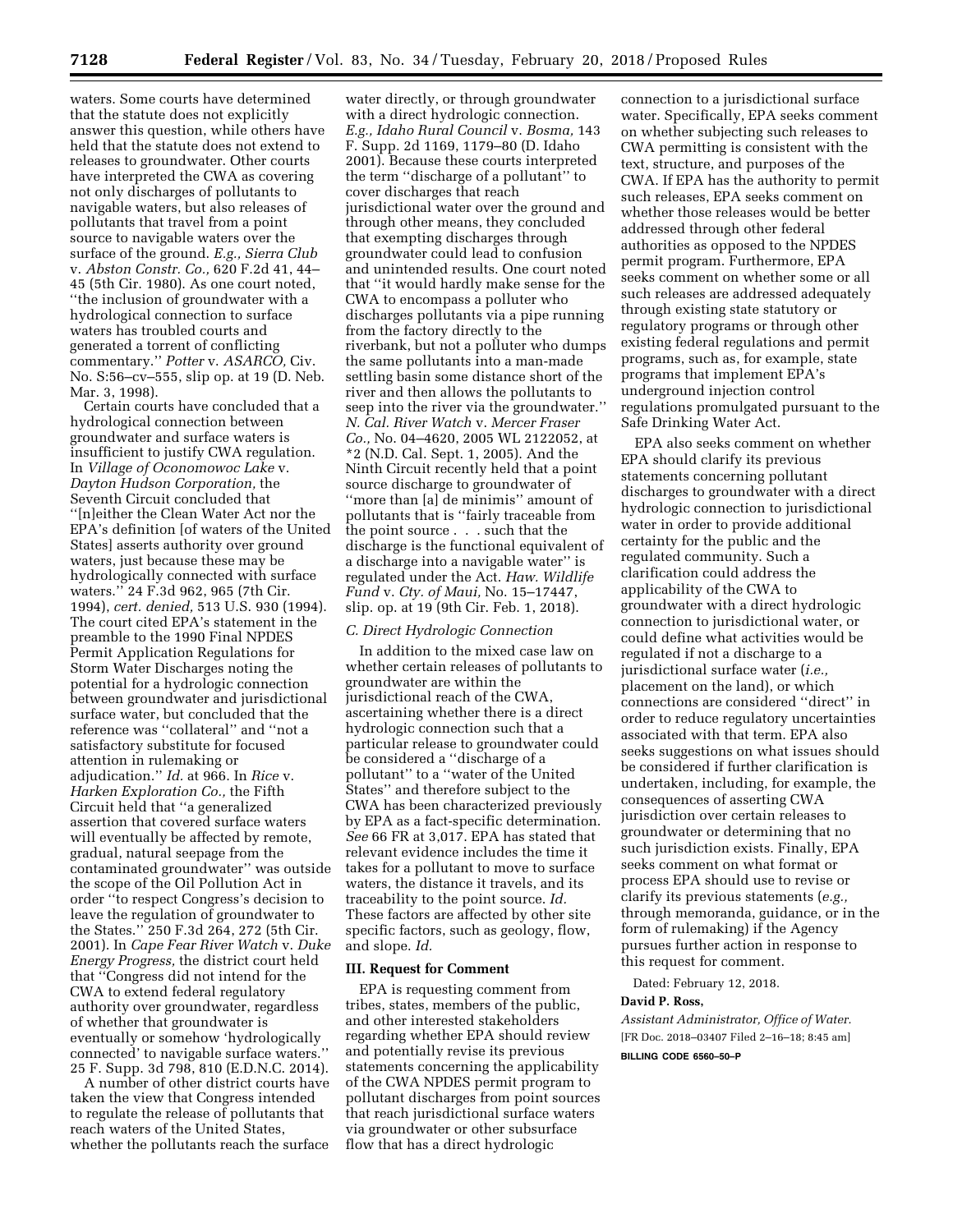waters. Some courts have determined that the statute does not explicitly answer this question, while others have held that the statute does not extend to releases to groundwater. Other courts have interpreted the CWA as covering not only discharges of pollutants to navigable waters, but also releases of pollutants that travel from a point source to navigable waters over the surface of the ground. *E.g., Sierra Club* v. *Abston Constr. Co.,* 620 F.2d 41, 44–45 (5th Cir. 1980). As one court noted, ''the inclusion of groundwater with a hydrological connection to surface waters has troubled courts and generated a torrent of conflicting commentary.'' *Potter* v. *ASARCO,* Civ. No. S:56–cv–555, slip op. at 19 (D. Neb. Mar. 3, 1998).

Certain courts have concluded that a hydrological connection between groundwater and surface waters is insufficient to justify CWA regulation. In *Village of Oconomowoc Lake* v. *Dayton Hudson Corporation,* the Seventh Circuit concluded that ''[n]either the Clean Water Act nor the EPA's definition [of waters of the United States] asserts authority over ground waters, just because these may be hydrologically connected with surface waters.'' 24 F.3d 962, 965 (7th Cir. 1994), *cert. denied,* 513 U.S. 930 (1994). The court cited EPA's statement in the preamble to the 1990 Final NPDES Permit Application Regulations for Storm Water Discharges noting the potential for a hydrologic connection between groundwater and jurisdictional surface water, but concluded that the reference was ''collateral'' and ''not a satisfactory substitute for focused attention in rulemaking or adjudication.'' *Id.* at 966. In *Rice* v. *Harken Exploration Co.,* the Fifth Circuit held that ''a generalized assertion that covered surface waters will eventually be affected by remote, gradual, natural seepage from the contaminated groundwater'' was outside the scope of the Oil Pollution Act in order ''to respect Congress's decision to leave the regulation of groundwater to the States.'' 250 F.3d 264, 272 (5th Cir. 2001). In *Cape Fear River Watch* v. *Duke Energy Progress,* the district court held that ''Congress did not intend for the CWA to extend federal regulatory authority over groundwater, regardless of whether that groundwater is eventually or somehow 'hydrologically connected' to navigable surface waters.'' 25 F. Supp. 3d 798, 810 (E.D.N.C. 2014).

A number of other district courts have taken the view that Congress intended to regulate the release of pollutants that reach waters of the United States, whether the pollutants reach the surface water directly, or through groundwater with a direct hydrologic connection. *E.g., Idaho Rural Council* v. *Bosma,* 143 F. Supp. 2d 1169, 1179–80 (D. Idaho 2001). Because these courts interpreted the term ''discharge of a pollutant'' to cover discharges that reach jurisdictional water over the ground and through other means, they concluded that exempting discharges through groundwater could lead to confusion and unintended results. One court noted that ''it would hardly make sense for the CWA to encompass a polluter who discharges pollutants via a pipe running from the factory directly to the riverbank, but not a polluter who dumps the same pollutants into a man-made settling basin some distance short of the river and then allows the pollutants to seep into the river via the groundwater.'' *N. Cal. River Watch* v. *Mercer Fraser Co.,* No. 04–4620, 2005 WL 2122052, at *2 (N.D. Cal. Sept. 1, 2005). And the Ninth Circuit recently held that a point source discharge to groundwater of ''more than [a] de minimis'' amount of pollutants that is ''fairly traceable from the point source . . . such that the discharge is the functional equivalent of a discharge into a navigable water'' is regulated under the Act. *Haw. Wildlife Fund* v. *Cty. of Maui,* No. 15–17447, slip. op. at 19 (9th Cir. Feb. 1, 2018).

### C. Direct Hydrologic Connection

In addition to the mixed case law on whether certain releases of pollutants to groundwater are within the jurisdictional reach of the CWA, ascertaining whether there is a direct hydrologic connection such that a particular release to groundwater could be considered a ''discharge of a pollutant'' to a ''water of the United States'' and therefore subject to the CWA has been characterized previously by EPA as a fact-specific determination. *See* 66 FR at 3,017. EPA has stated that relevant evidence includes the time it takes for a pollutant to move to surface waters, the distance it travels, and its traceability to the point source. *Id.* These factors are affected by other site specific factors, such as geology, flow, and slope. *Id.*

## III. Request for Comment

EPA is requesting comment from tribes, states, members of the public, and other interested stakeholders regarding whether EPA should review and potentially revise its previous statements concerning the applicability of the CWA NPDES permit program to pollutant discharges from point sources that reach jurisdictional surface waters via groundwater or other subsurface flow that has a direct hydrologic connection to a jurisdictional surface water. Specifically, EPA seeks comment on whether subjecting such releases to CWA permitting is consistent with the text, structure, and purposes of the CWA. If EPA has the authority to permit such releases, EPA seeks comment on whether those releases would be better addressed through other federal authorities as opposed to the NPDES permit program. Furthermore, EPA seeks comment on whether some or all such releases are addressed adequately through existing state statutory or regulatory programs or through other existing federal regulations and permit programs, such as, for example, state programs that implement EPA's underground injection control regulations promulgated pursuant to the Safe Drinking Water Act.

EPA also seeks comment on whether EPA should clarify its previous statements concerning pollutant discharges to groundwater with a direct hydrologic connection to jurisdictional water in order to provide additional certainty for the public and the regulated community. Such a clarification could address the applicability of the CWA to groundwater with a direct hydrologic connection to jurisdictional water, or could define what activities would be regulated if not a discharge to a jurisdictional surface water (*i.e.,* placement on the land), or which connections are considered ''direct'' in order to reduce regulatory uncertainties associated with that term. EPA also seeks suggestions on what issues should be considered if further clarification is undertaken, including, for example, the consequences of asserting CWA jurisdiction over certain releases to groundwater or determining that no such jurisdiction exists. Finally, EPA seeks comment on what format or process EPA should use to revise or clarify its previous statements (*e.g.,* through memoranda, guidance, or in the form of rulemaking) if the Agency pursues further action in response to this request for comment.

Dated: February 12, 2018.

**David P. Ross,**

*Assistant Administrator, Office of Water.*

[FR Doc. 2018–03407 Filed 2–16–18; 8:45 am]

**BILLING CODE 6560–50–P**